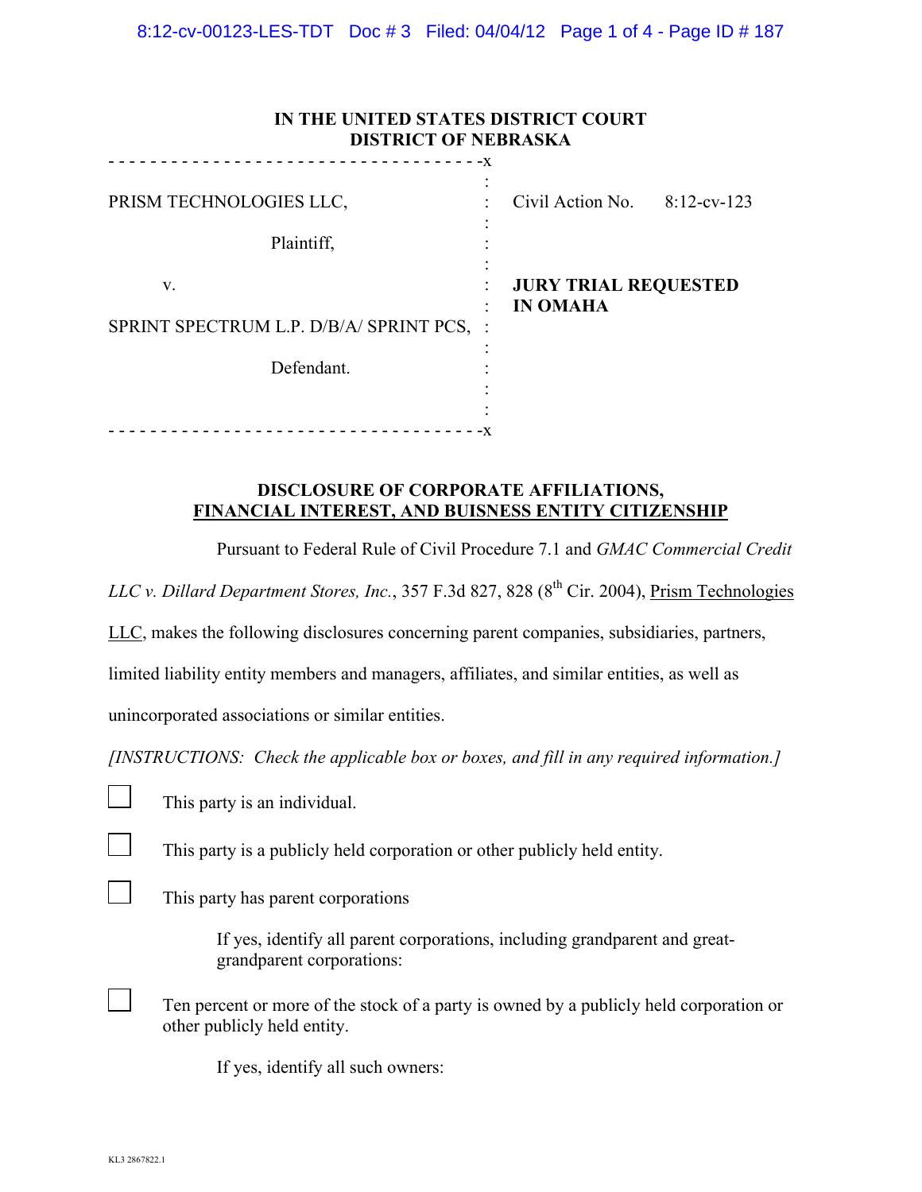**IN THE UNITED STATES DISTRICT COURT**
**DISTRICT OF NEBRASKA**

| | | |
|---|---|---|
| PRISM TECHNOLOGIES LLC, | : | Civil Action No. 8:12-cv-123 |
| Plaintiff, | : | |
| v. | : | **JURY TRIAL REQUESTED IN OMAHA** |
| SPRINT SPECTRUM L.P. D/B/A/ SPRINT PCS, | : | |
| Defendant. | : | |

**DISCLOSURE OF CORPORATE AFFILIATIONS,**
**<u>FINANCIAL INTEREST, AND BUISNESS ENTITY CITIZENSHIP</u>**

Pursuant to Federal Rule of Civil Procedure 7.1 and *GMAC Commercial Credit LLC v. Dillard Department Stores, Inc.*, 357 F.3d 827, 828 (8th Cir. 2004), <u>Prism Technologies LLC</u>, makes the following disclosures concerning parent companies, subsidiaries, partners, limited liability entity members and managers, affiliates, and similar entities, as well as unincorporated associations or similar entities.

*[INSTRUCTIONS: Check the applicable box or boxes, and fill in any required information.]*

☐ This party is an individual.

☐ This party is a publicly held corporation or other publicly held entity.

☐ This party has parent corporations

If yes, identify all parent corporations, including grandparent and great-grandparent corporations:

☐ Ten percent or more of the stock of a party is owned by a publicly held corporation or other publicly held entity.

If yes, identify all such owners: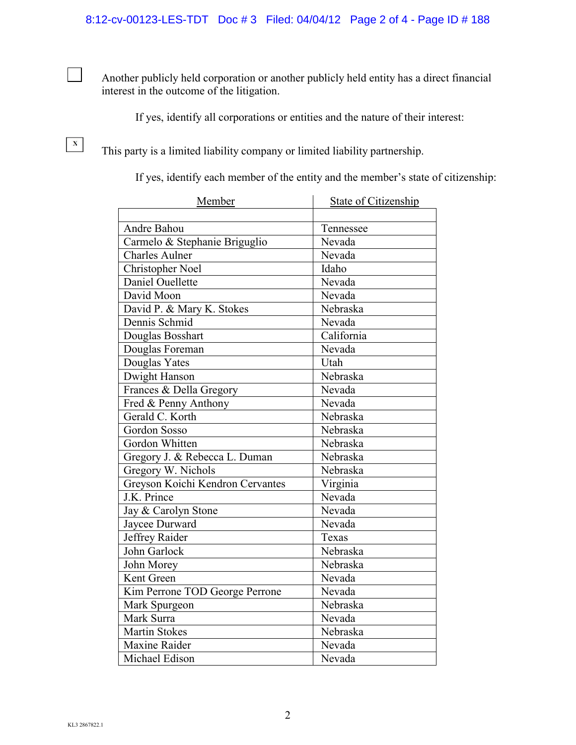☐ Another publicly held corporation or another publicly held entity has a direct financial interest in the outcome of the litigation.

If yes, identify all corporations or entities and the nature of their interest:

☒ This party is a limited liability company or limited liability partnership.

If yes, identify each member of the entity and the member's state of citizenship:

| Member | State of Citizenship |
|---|---|
| | |
| Andre Bahou | Tennessee |
| Carmelo & Stephanie Briguglio | Nevada |
| Charles Aulner | Nevada |
| Christopher Noel | Idaho |
| Daniel Ouellette | Nevada |
| David Moon | Nevada |
| David P. & Mary K. Stokes | Nebraska |
| Dennis Schmid | Nevada |
| Douglas Bosshart | California |
| Douglas Foreman | Nevada |
| Douglas Yates | Utah |
| Dwight Hanson | Nebraska |
| Frances & Della Gregory | Nevada |
| Fred & Penny Anthony | Nevada |
| Gerald C. Korth | Nebraska |
| Gordon Sosso | Nebraska |
| Gordon Whitten | Nebraska |
| Gregory J. & Rebecca L. Duman | Nebraska |
| Gregory W. Nichols | Nebraska |
| Greyson Koichi Kendron Cervantes | Virginia |
| J.K. Prince | Nevada |
| Jay & Carolyn Stone | Nevada |
| Jaycee Durward | Nevada |
| Jeffrey Raider | Texas |
| John Garlock | Nebraska |
| John Morey | Nebraska |
| Kent Green | Nevada |
| Kim Perrone TOD George Perrone | Nevada |
| Mark Spurgeon | Nebraska |
| Mark Surra | Nevada |
| Martin Stokes | Nebraska |
| Maxine Raider | Nevada |
| Michael Edison | Nevada |

KL3 2867822.1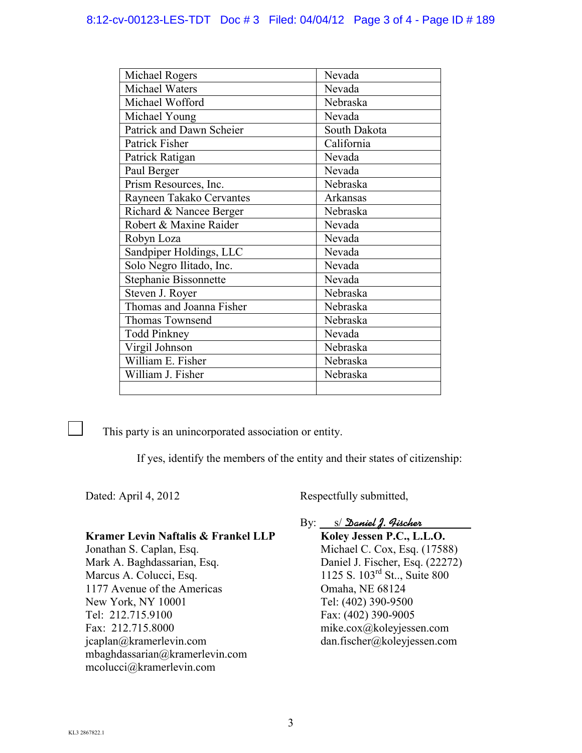| | |
|---|---|
| Michael Rogers | Nevada |
| Michael Waters | Nevada |
| Michael Wofford | Nebraska |
| Michael Young | Nevada |
| Patrick and Dawn Scheier | South Dakota |
| Patrick Fisher | California |
| Patrick Ratigan | Nevada |
| Paul Berger | Nevada |
| Prism Resources, Inc. | Nebraska |
| Rayneen Takako Cervantes | Arkansas |
| Richard & Nancee Berger | Nebraska |
| Robert & Maxine Raider | Nevada |
| Robyn Loza | Nevada |
| Sandpiper Holdings, LLC | Nevada |
| Solo Negro Ilitado, Inc. | Nevada |
| Stephanie Bissonnette | Nevada |
| Steven J. Royer | Nebraska |
| Thomas and Joanna Fisher | Nebraska |
| Thomas Townsend | Nebraska |
| Todd Pinkney | Nevada |
| Virgil Johnson | Nebraska |
| William E. Fisher | Nebraska |
| William J. Fisher | Nebraska |
| | |

☐ This party is an unincorporated association or entity.

If yes, identify the members of the entity and their states of citizenship:

Dated: April 4, 2012

Respectfully submitted,

By: s/ *Daniel J. Fischer*

**Koley Jessen P.C., L.L.O.**
Michael C. Cox, Esq. (17588)
Daniel J. Fischer, Esq. (22272)
1125 S. 103rd St.., Suite 800
Omaha, NE 68124
Tel: (402) 390-9500
Fax: (402) 390-9005
mike.cox@koleyjessen.com
dan.fischer@koleyjessen.com

**Kramer Levin Naftalis & Frankel LLP**
Jonathan S. Caplan, Esq.
Mark A. Baghdassarian, Esq.
Marcus A. Colucci, Esq.
1177 Avenue of the Americas
New York, NY 10001
Tel: 212.715.9100
Fax: 212.715.8000
jcaplan@kramerlevin.com
mbaghdassarian@kramerlevin.com
mcolucci@kramerlevin.com

KL3 2867822.1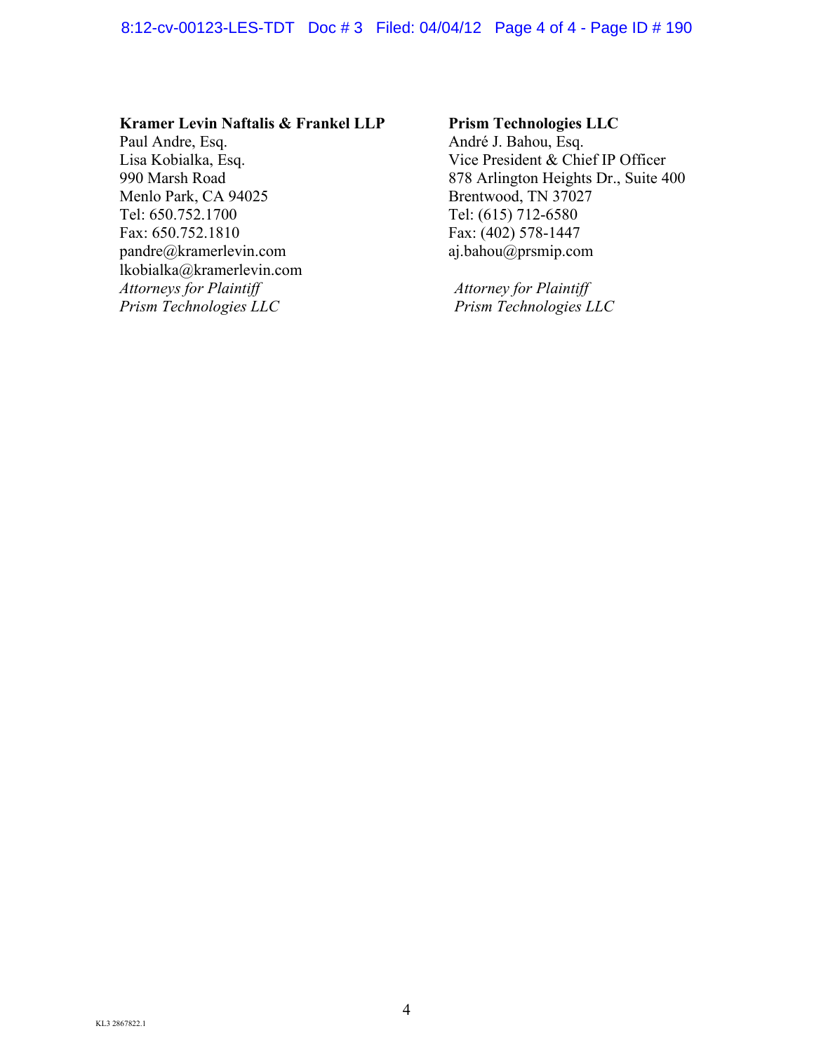**Kramer Levin Naftalis & Frankel LLP**
Paul Andre, Esq.
Lisa Kobialka, Esq.
990 Marsh Road
Menlo Park, CA 94025
Tel: 650.752.1700
Fax: 650.752.1810
pandre@kramerlevin.com
lkobialka@kramerlevin.com
*Attorneys for Plaintiff*
*Prism Technologies LLC*

**Prism Technologies LLC**
André J. Bahou, Esq.
Vice President & Chief IP Officer
878 Arlington Heights Dr., Suite 400
Brentwood, TN 37027
Tel: (615) 712-6580
Fax: (402) 578-1447
aj.bahou@prsmip.com

*Attorney for Plaintiff*
*Prism Technologies LLC*

KL3 2867822.1